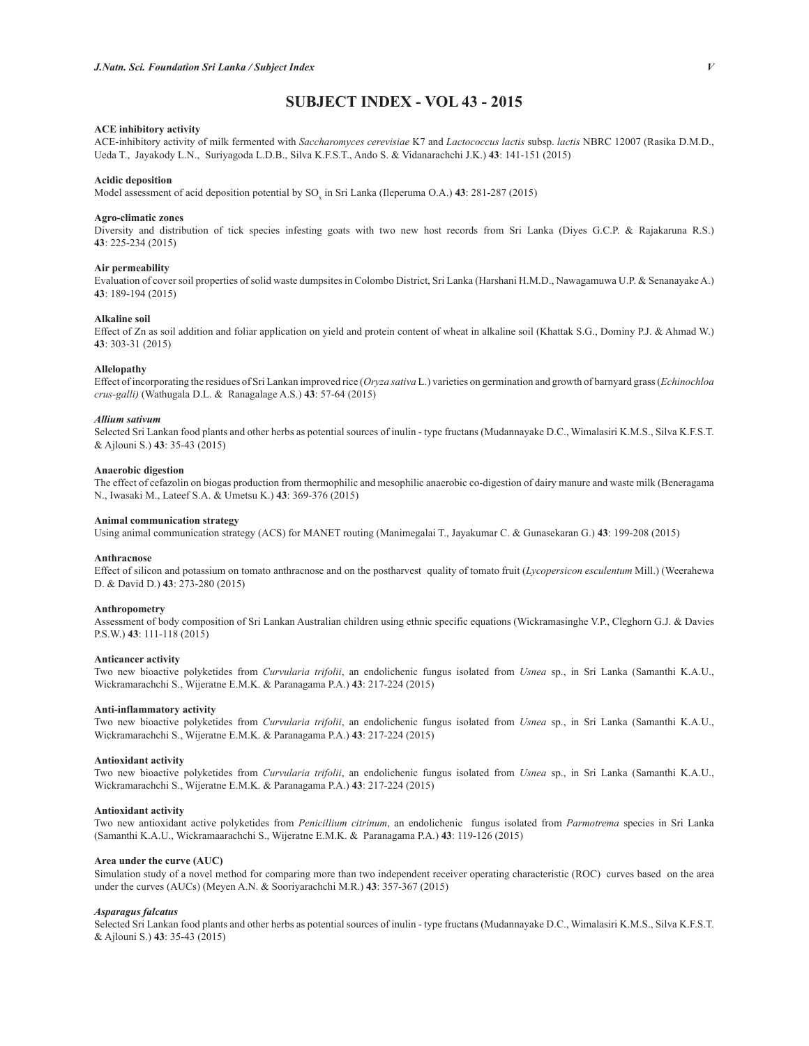# SUBJECT INDEX - VOL 43 - 2015

**ACE inhibitory activity**
ACE-inhibitory activity of milk fermented with *Saccharomyces cerevisiae* K7 and *Lactococcus lactis* subsp. *lactis* NBRC 12007 (Rasika D.M.D., Ueda T., Jayakody L.N., Suriyagoda L.D.B., Silva K.F.S.T., Ando S. & Vidanarachchi J.K.) **43**: 141-151 (2015)

**Acidic deposition**
Model assessment of acid deposition potential by $SO_x$ in Sri Lanka (Ileperuma O.A.) **43**: 281-287 (2015)

**Agro-climatic zones**
Diversity and distribution of tick species infesting goats with two new host records from Sri Lanka (Diyes G.C.P. & Rajakaruna R.S.) **43**: 225-234 (2015)

**Air permeability**
Evaluation of cover soil properties of solid waste dumpsites in Colombo District, Sri Lanka (Harshani H.M.D., Nawagamuwa U.P. & Senanayake A.) **43**: 189-194 (2015)

**Alkaline soil**
Effect of Zn as soil addition and foliar application on yield and protein content of wheat in alkaline soil (Khattak S.G., Dominy P.J. & Ahmad W.) **43**: 303-31 (2015)

**Allelopathy**
Effect of incorporating the residues of Sri Lankan improved rice (*Oryza sativa* L.) varieties on germination and growth of barnyard grass (*Echinochloa crus-galli)* (Wathugala D.L. & Ranagalage A.S.) **43**: 57-64 (2015)

***Allium sativum***
Selected Sri Lankan food plants and other herbs as potential sources of inulin - type fructans (Mudannayake D.C., Wimalasiri K.M.S., Silva K.F.S.T. & Ajlouni S.) **43**: 35-43 (2015)

**Anaerobic digestion**
The effect of cefazolin on biogas production from thermophilic and mesophilic anaerobic co-digestion of dairy manure and waste milk (Beneragama N., Iwasaki M., Lateef S.A. & Umetsu K.) **43**: 369-376 (2015)

**Animal communication strategy**
Using animal communication strategy (ACS) for MANET routing (Manimegalai T., Jayakumar C. & Gunasekaran G.) **43**: 199-208 (2015)

**Anthracnose**
Effect of silicon and potassium on tomato anthracnose and on the postharvest quality of tomato fruit (*Lycopersicon esculentum* Mill.) (Weerahewa D. & David D.) **43**: 273-280 (2015)

**Anthropometry**
Assessment of body composition of Sri Lankan Australian children using ethnic specific equations (Wickramasinghe V.P., Cleghorn G.J. & Davies P.S.W.) **43**: 111-118 (2015)

**Anticancer activity**
Two new bioactive polyketides from *Curvularia trifolii*, an endolichenic fungus isolated from *Usnea* sp., in Sri Lanka (Samanthi K.A.U., Wickramarachchi S., Wijeratne E.M.K. & Paranagama P.A.) **43**: 217-224 (2015)

**Anti-inflammatory activity**
Two new bioactive polyketides from *Curvularia trifolii*, an endolichenic fungus isolated from *Usnea* sp., in Sri Lanka (Samanthi K.A.U., Wickramarachchi S., Wijeratne E.M.K. & Paranagama P.A.) **43**: 217-224 (2015)

**Antioxidant activity**
Two new bioactive polyketides from *Curvularia trifolii*, an endolichenic fungus isolated from *Usnea* sp., in Sri Lanka (Samanthi K.A.U., Wickramarachchi S., Wijeratne E.M.K. & Paranagama P.A.) **43**: 217-224 (2015)

**Antioxidant activity**
Two new antioxidant active polyketides from *Penicillium citrinum*, an endolichenic fungus isolated from *Parmotrema* species in Sri Lanka (Samanthi K.A.U., Wickramaarachchi S., Wijeratne E.M.K. & Paranagama P.A.) **43**: 119-126 (2015)

**Area under the curve (AUC)**
Simulation study of a novel method for comparing more than two independent receiver operating characteristic (ROC) curves based on the area under the curves (AUCs) (Meyen A.N. & Sooriyarachchi M.R.) **43**: 357-367 (2015)

***Asparagus falcatus***
Selected Sri Lankan food plants and other herbs as potential sources of inulin - type fructans (Mudannayake D.C., Wimalasiri K.M.S., Silva K.F.S.T. & Ajlouni S.) **43**: 35-43 (2015)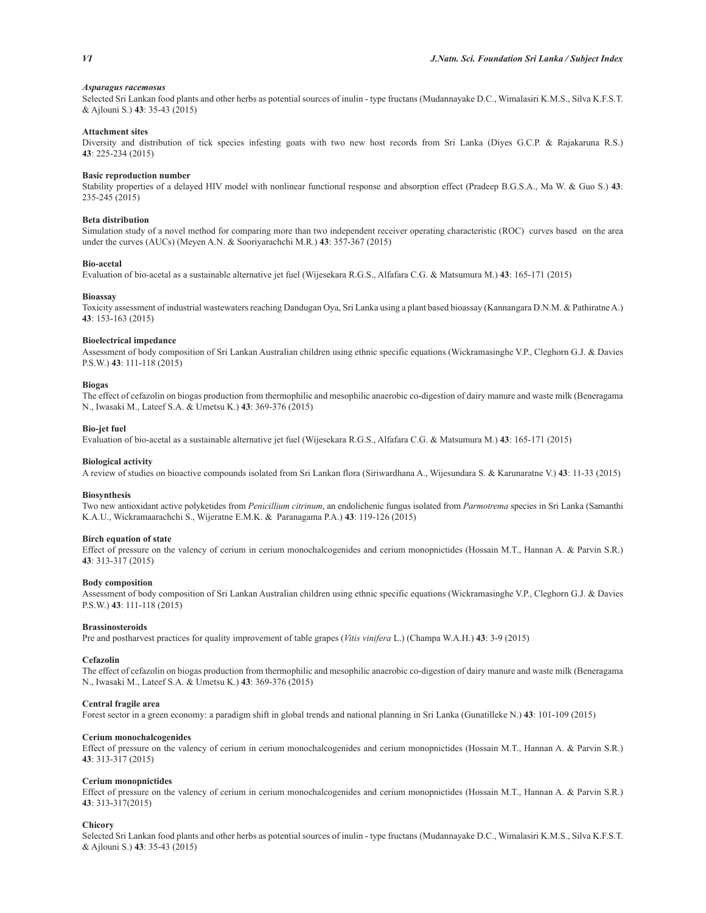***Asparagus racemosus***

Selected Sri Lankan food plants and other herbs as potential sources of inulin - type fructans (Mudannayake D.C., Wimalasiri K.M.S., Silva K.F.S.T. & Ajlouni S.) **43**: 35-43 (2015)

**Attachment sites**

Diversity and distribution of tick species infesting goats with two new host records from Sri Lanka (Diyes G.C.P. & Rajakaruna R.S.) **43**: 225-234 (2015)

**Basic reproduction number**

Stability properties of a delayed HIV model with nonlinear functional response and absorption effect (Pradeep B.G.S.A., Ma W. & Guo S.) **43**: 235-245 (2015)

**Beta distribution**

Simulation study of a novel method for comparing more than two independent receiver operating characteristic (ROC) curves based on the area under the curves (AUCs) (Meyen A.N. & Sooriyarachchi M.R.) **43**: 357-367 (2015)

**Bio-acetal**

Evaluation of bio-acetal as a sustainable alternative jet fuel (Wijesekara R.G.S., Alfafara C.G. & Matsumura M.) **43**: 165-171 (2015)

**Bioassay**

Toxicity assessment of industrial wastewaters reaching Dandugan Oya, Sri Lanka using a plant based bioassay (Kannangara D.N.M. & Pathiratne A.) **43**: 153-163 (2015)

**Bioelectrical impedance**

Assessment of body composition of Sri Lankan Australian children using ethnic specific equations (Wickramasinghe V.P., Cleghorn G.J. & Davies P.S.W.) **43**: 111-118 (2015)

**Biogas**

The effect of cefazolin on biogas production from thermophilic and mesophilic anaerobic co-digestion of dairy manure and waste milk (Beneragama N., Iwasaki M., Lateef S.A. & Umetsu K.) **43**: 369-376 (2015)

**Bio-jet fuel**

Evaluation of bio-acetal as a sustainable alternative jet fuel (Wijesekara R.G.S., Alfafara C.G. & Matsumura M.) **43**: 165-171 (2015)

**Biological activity**

A review of studies on bioactive compounds isolated from Sri Lankan flora (Siriwardhana A., Wijesundara S. & Karunaratne V.) **43**: 11-33 (2015)

**Biosynthesis**

Two new antioxidant active polyketides from *Penicillium citrinum*, an endolichenic fungus isolated from *Parmotrema* species in Sri Lanka (Samanthi K.A.U., Wickramaarachchi S., Wijeratne E.M.K. & Paranagama P.A.) **43**: 119-126 (2015)

**Birch equation of state**

Effect of pressure on the valency of cerium in cerium monochalcogenides and cerium monopnictides (Hossain M.T., Hannan A. & Parvin S.R.) **43**: 313-317 (2015)

**Body composition**

Assessment of body composition of Sri Lankan Australian children using ethnic specific equations (Wickramasinghe V.P., Cleghorn G.J. & Davies P.S.W.) **43**: 111-118 (2015)

**Brassinosteroids**

Pre and postharvest practices for quality improvement of table grapes (*Vitis vinifera* L.) (Champa W.A.H.) **43**: 3-9 (2015)

**Cefazolin**

The effect of cefazolin on biogas production from thermophilic and mesophilic anaerobic co-digestion of dairy manure and waste milk (Beneragama N., Iwasaki M., Lateef S.A. & Umetsu K.) **43**: 369-376 (2015)

**Central fragile area**

Forest sector in a green economy: a paradigm shift in global trends and national planning in Sri Lanka (Gunatilleke N.) **43**: 101-109 (2015)

**Cerium monochalcogenides**

Effect of pressure on the valency of cerium in cerium monochalcogenides and cerium monopnictides (Hossain M.T., Hannan A. & Parvin S.R.) **43**: 313-317 (2015)

**Cerium monopnictides**

Effect of pressure on the valency of cerium in cerium monochalcogenides and cerium monopnictides (Hossain M.T., Hannan A. & Parvin S.R.) **43**: 313-317(2015)

**Chicory**

Selected Sri Lankan food plants and other herbs as potential sources of inulin - type fructans (Mudannayake D.C., Wimalasiri K.M.S., Silva K.F.S.T. & Ajlouni S.) **43**: 35-43 (2015)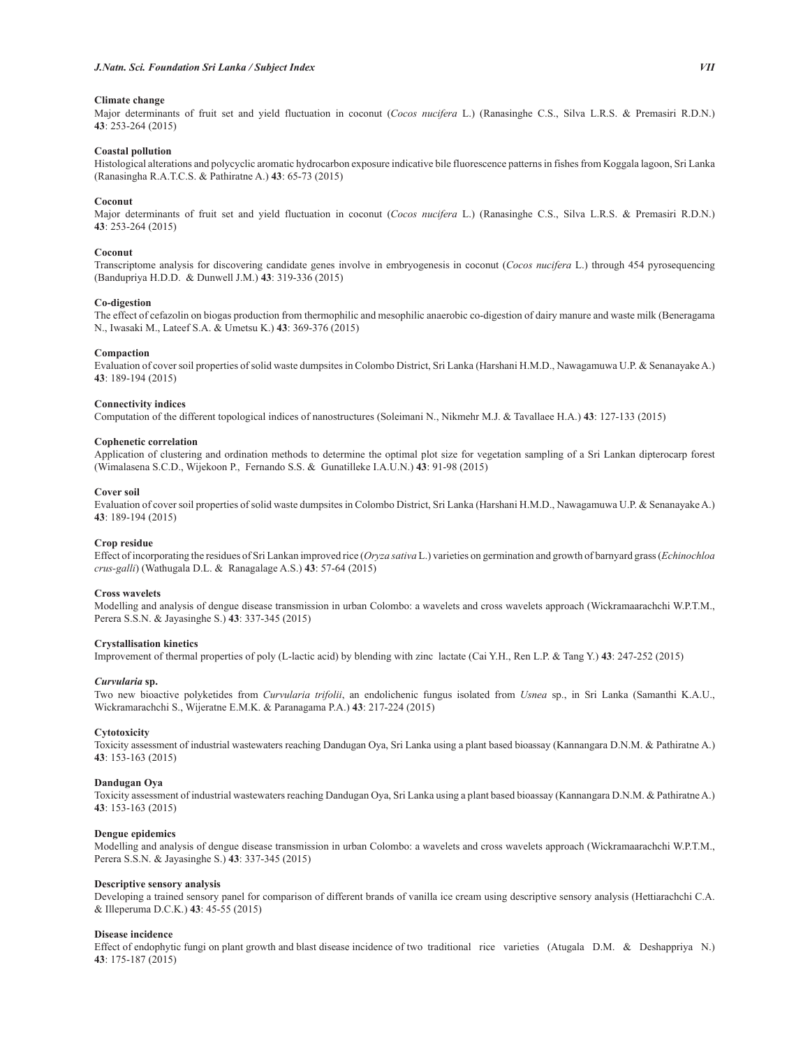**Climate change**

Major determinants of fruit set and yield fluctuation in coconut (*Cocos nucifera* L.) (Ranasinghe C.S., Silva L.R.S. & Premasiri R.D.N.) **43**: 253-264 (2015)

**Coastal pollution**

Histological alterations and polycyclic aromatic hydrocarbon exposure indicative bile fluorescence patterns in fishes from Koggala lagoon, Sri Lanka (Ranasingha R.A.T.C.S. & Pathiratne A.) **43**: 65-73 (2015)

**Coconut**

Major determinants of fruit set and yield fluctuation in coconut (*Cocos nucifera* L.) (Ranasinghe C.S., Silva L.R.S. & Premasiri R.D.N.) **43**: 253-264 (2015)

**Coconut**

Transcriptome analysis for discovering candidate genes involve in embryogenesis in coconut (*Cocos nucifera* L.) through 454 pyrosequencing (Bandupriya H.D.D. & Dunwell J.M.) **43**: 319-336 (2015)

**Co-digestion**

The effect of cefazolin on biogas production from thermophilic and mesophilic anaerobic co-digestion of dairy manure and waste milk (Beneragama N., Iwasaki M., Lateef S.A. & Umetsu K.) **43**: 369-376 (2015)

**Compaction**

Evaluation of cover soil properties of solid waste dumpsites in Colombo District, Sri Lanka (Harshani H.M.D., Nawagamuwa U.P. & Senanayake A.) **43**: 189-194 (2015)

**Connectivity indices**

Computation of the different topological indices of nanostructures (Soleimani N., Nikmehr M.J. & Tavallaee H.A.) **43**: 127-133 (2015)

**Cophenetic correlation**

Application of clustering and ordination methods to determine the optimal plot size for vegetation sampling of a Sri Lankan dipterocarp forest (Wimalasena S.C.D., Wijekoon P., Fernando S.S. & Gunatilleke I.A.U.N.) **43**: 91-98 (2015)

**Cover soil**

Evaluation of cover soil properties of solid waste dumpsites in Colombo District, Sri Lanka (Harshani H.M.D., Nawagamuwa U.P. & Senanayake A.) **43**: 189-194 (2015)

**Crop residue**

Effect of incorporating the residues of Sri Lankan improved rice (*Oryza sativa* L.) varieties on germination and growth of barnyard grass (*Echinochloa crus-galli*) (Wathugala D.L. & Ranagalage A.S.) **43**: 57-64 (2015)

**Cross wavelets**

Modelling and analysis of dengue disease transmission in urban Colombo: a wavelets and cross wavelets approach (Wickramaarachchi W.P.T.M., Perera S.S.N. & Jayasinghe S.) **43**: 337-345 (2015)

**Crystallisation kinetics**

Improvement of thermal properties of poly (L-lactic acid) by blending with zinc lactate (Cai Y.H., Ren L.P. & Tang Y.) **43**: 247-252 (2015)

***Curvularia* sp.**

Two new bioactive polyketides from *Curvularia trifolii*, an endolichenic fungus isolated from *Usnea* sp., in Sri Lanka (Samanthi K.A.U., Wickramarachchi S., Wijeratne E.M.K. & Paranagama P.A.) **43**: 217-224 (2015)

**Cytotoxicity**

Toxicity assessment of industrial wastewaters reaching Dandugan Oya, Sri Lanka using a plant based bioassay (Kannangara D.N.M. & Pathiratne A.) **43**: 153-163 (2015)

**Dandugan Oya**

Toxicity assessment of industrial wastewaters reaching Dandugan Oya, Sri Lanka using a plant based bioassay (Kannangara D.N.M. & Pathiratne A.) **43**: 153-163 (2015)

**Dengue epidemics**

Modelling and analysis of dengue disease transmission in urban Colombo: a wavelets and cross wavelets approach (Wickramaarachchi W.P.T.M., Perera S.S.N. & Jayasinghe S.) **43**: 337-345 (2015)

**Descriptive sensory analysis**

Developing a trained sensory panel for comparison of different brands of vanilla ice cream using descriptive sensory analysis (Hettiarachchi C.A. & Illeperuma D.C.K.) **43**: 45-55 (2015)

**Disease incidence**

Effect of endophytic fungi on plant growth and blast disease incidence of two traditional rice varieties (Atugala D.M. & Deshappriya N.) **43**: 175-187 (2015)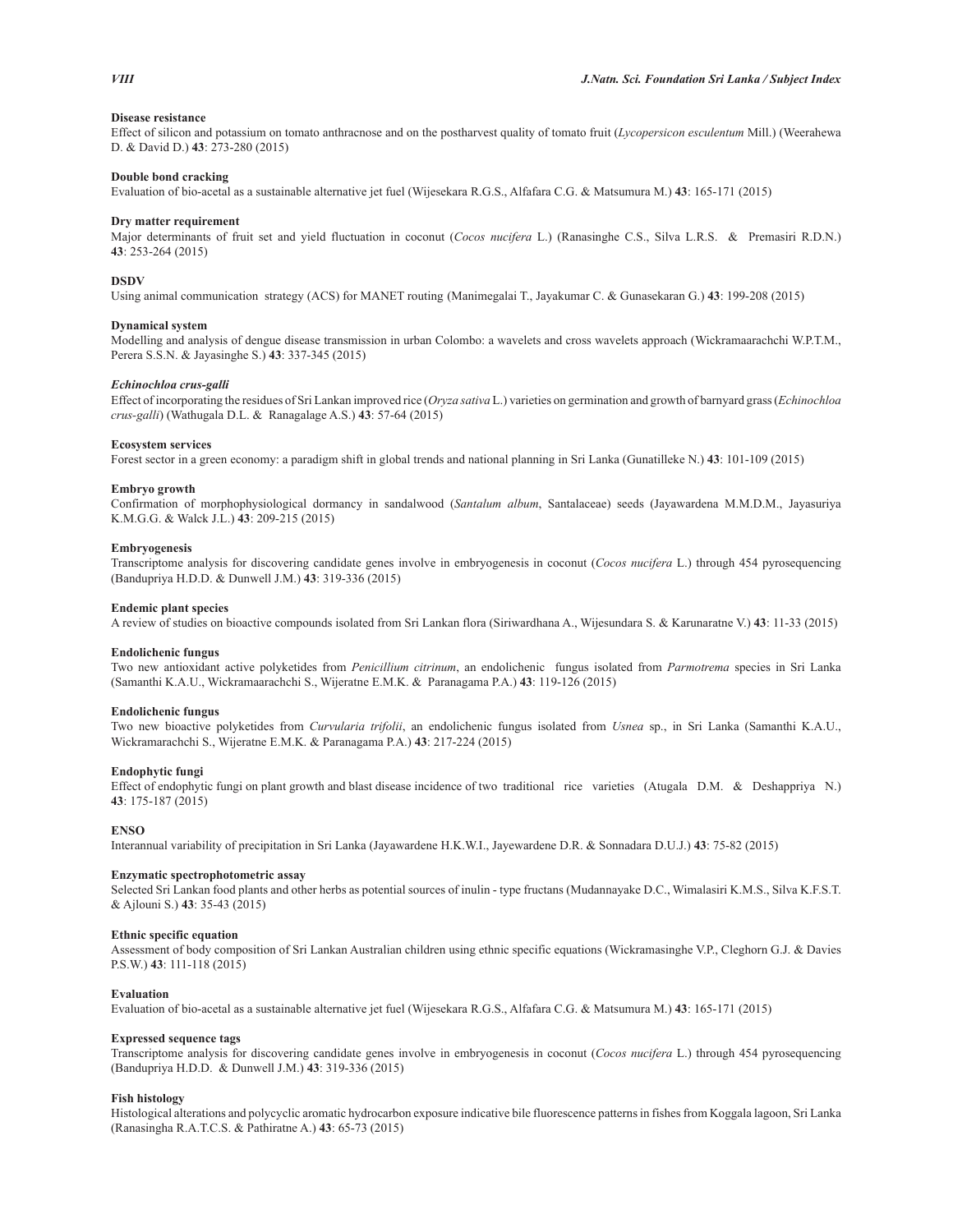**Disease resistance**

Effect of silicon and potassium on tomato anthracnose and on the postharvest quality of tomato fruit (*Lycopersicon esculentum* Mill.) (Weerahewa D. & David D.) **43**: 273-280 (2015)

**Double bond cracking**

Evaluation of bio-acetal as a sustainable alternative jet fuel (Wijesekara R.G.S., Alfafara C.G. & Matsumura M.) **43**: 165-171 (2015)

**Dry matter requirement**

Major determinants of fruit set and yield fluctuation in coconut (*Cocos nucifera* L.) (Ranasinghe C.S., Silva L.R.S. & Premasiri R.D.N.) **43**: 253-264 (2015)

**DSDV**

Using animal communication strategy (ACS) for MANET routing (Manimegalai T., Jayakumar C. & Gunasekaran G.) **43**: 199-208 (2015)

**Dynamical system**

Modelling and analysis of dengue disease transmission in urban Colombo: a wavelets and cross wavelets approach (Wickramaarachchi W.P.T.M., Perera S.S.N. & Jayasinghe S.) **43**: 337-345 (2015)

***Echinochloa crus-galli***

Effect of incorporating the residues of Sri Lankan improved rice (*Oryza sativa* L.) varieties on germination and growth of barnyard grass (*Echinochloa crus-galli*) (Wathugala D.L. & Ranagalage A.S.) **43**: 57-64 (2015)

**Ecosystem services**

Forest sector in a green economy: a paradigm shift in global trends and national planning in Sri Lanka (Gunatilleke N.) **43**: 101-109 (2015)

**Embryo growth**

Confirmation of morphophysiological dormancy in sandalwood (*Santalum album*, Santalaceae) seeds (Jayawardena M.M.D.M., Jayasuriya K.M.G.G. & Walck J.L.) **43**: 209-215 (2015)

**Embryogenesis**

Transcriptome analysis for discovering candidate genes involve in embryogenesis in coconut (*Cocos nucifera* L.) through 454 pyrosequencing (Bandupriya H.D.D. & Dunwell J.M.) **43**: 319-336 (2015)

**Endemic plant species**

A review of studies on bioactive compounds isolated from Sri Lankan flora (Siriwardhana A., Wijesundara S. & Karunaratne V.) **43**: 11-33 (2015)

**Endolichenic fungus**

Two new antioxidant active polyketides from *Penicillium citrinum*, an endolichenic fungus isolated from *Parmotrema* species in Sri Lanka (Samanthi K.A.U., Wickramaarachchi S., Wijeratne E.M.K. & Paranagama P.A.) **43**: 119-126 (2015)

**Endolichenic fungus**

Two new bioactive polyketides from *Curvularia trifolii*, an endolichenic fungus isolated from *Usnea* sp., in Sri Lanka (Samanthi K.A.U., Wickramarachchi S., Wijeratne E.M.K. & Paranagama P.A.) **43**: 217-224 (2015)

**Endophytic fungi**

Effect of endophytic fungi on plant growth and blast disease incidence of two traditional rice varieties (Atugala D.M. & Deshappriya N.) **43**: 175-187 (2015)

**ENSO**

Interannual variability of precipitation in Sri Lanka (Jayawardene H.K.W.I., Jayewardene D.R. & Sonnadara D.U.J.) **43**: 75-82 (2015)

**Enzymatic spectrophotometric assay**

Selected Sri Lankan food plants and other herbs as potential sources of inulin - type fructans (Mudannayake D.C., Wimalasiri K.M.S., Silva K.F.S.T. & Ajlouni S.) **43**: 35-43 (2015)

**Ethnic specific equation**

Assessment of body composition of Sri Lankan Australian children using ethnic specific equations (Wickramasinghe V.P., Cleghorn G.J. & Davies P.S.W.) **43**: 111-118 (2015)

**Evaluation**

Evaluation of bio-acetal as a sustainable alternative jet fuel (Wijesekara R.G.S., Alfafara C.G. & Matsumura M.) **43**: 165-171 (2015)

**Expressed sequence tags**

Transcriptome analysis for discovering candidate genes involve in embryogenesis in coconut (*Cocos nucifera* L.) through 454 pyrosequencing (Bandupriya H.D.D. & Dunwell J.M.) **43**: 319-336 (2015)

**Fish histology**

Histological alterations and polycyclic aromatic hydrocarbon exposure indicative bile fluorescence patterns in fishes from Koggala lagoon, Sri Lanka (Ranasingha R.A.T.C.S. & Pathiratne A.) **43**: 65-73 (2015)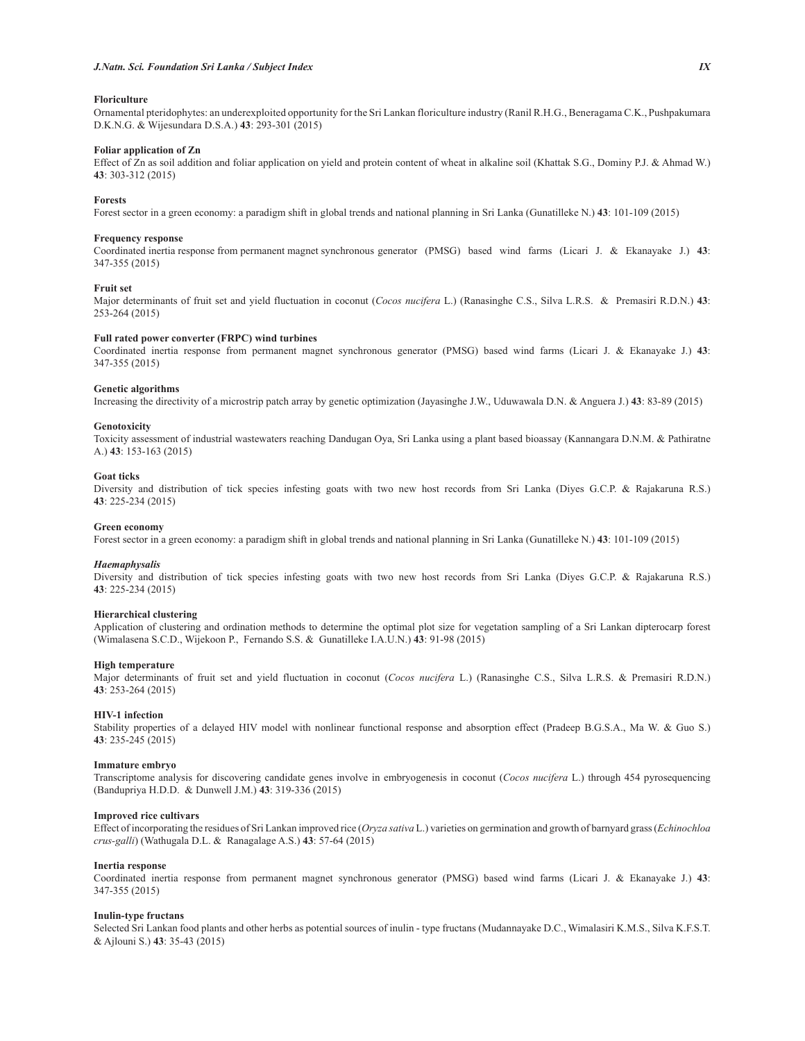**Floriculture**

Ornamental pteridophytes: an underexploited opportunity for the Sri Lankan floriculture industry (Ranil R.H.G., Beneragama C.K., Pushpakumara D.K.N.G. & Wijesundara D.S.A.) **43**: 293-301 (2015)

**Foliar application of Zn**

Effect of Zn as soil addition and foliar application on yield and protein content of wheat in alkaline soil (Khattak S.G., Dominy P.J. & Ahmad W.) **43**: 303-312 (2015)

**Forests**

Forest sector in a green economy: a paradigm shift in global trends and national planning in Sri Lanka (Gunatilleke N.) **43**: 101-109 (2015)

**Frequency response**

Coordinated inertia response from permanent magnet synchronous generator (PMSG) based wind farms (Licari J. & Ekanayake J.) **43**: 347-355 (2015)

**Fruit set**

Major determinants of fruit set and yield fluctuation in coconut (*Cocos nucifera* L.) (Ranasinghe C.S., Silva L.R.S. & Premasiri R.D.N.) **43**: 253-264 (2015)

**Full rated power converter (FRPC) wind turbines**

Coordinated inertia response from permanent magnet synchronous generator (PMSG) based wind farms (Licari J. & Ekanayake J.) **43**: 347-355 (2015)

**Genetic algorithms**

Increasing the directivity of a microstrip patch array by genetic optimization (Jayasinghe J.W., Uduwawala D.N. & Anguera J.) **43**: 83-89 (2015)

**Genotoxicity**

Toxicity assessment of industrial wastewaters reaching Dandugan Oya, Sri Lanka using a plant based bioassay (Kannangara D.N.M. & Pathiratne A.) **43**: 153-163 (2015)

**Goat ticks**

Diversity and distribution of tick species infesting goats with two new host records from Sri Lanka (Diyes G.C.P. & Rajakaruna R.S.) **43**: 225-234 (2015)

**Green economy**

Forest sector in a green economy: a paradigm shift in global trends and national planning in Sri Lanka (Gunatilleke N.) **43**: 101-109 (2015)

***Haemaphysalis***

Diversity and distribution of tick species infesting goats with two new host records from Sri Lanka (Diyes G.C.P. & Rajakaruna R.S.) **43**: 225-234 (2015)

**Hierarchical clustering**

Application of clustering and ordination methods to determine the optimal plot size for vegetation sampling of a Sri Lankan dipterocarp forest (Wimalasena S.C.D., Wijekoon P., Fernando S.S. & Gunatilleke I.A.U.N.) **43**: 91-98 (2015)

**High temperature**

Major determinants of fruit set and yield fluctuation in coconut (*Cocos nucifera* L.) (Ranasinghe C.S., Silva L.R.S. & Premasiri R.D.N.) **43**: 253-264 (2015)

**HIV-1 infection**

Stability properties of a delayed HIV model with nonlinear functional response and absorption effect (Pradeep B.G.S.A., Ma W. & Guo S.) **43**: 235-245 (2015)

**Immature embryo**

Transcriptome analysis for discovering candidate genes involve in embryogenesis in coconut (*Cocos nucifera* L.) through 454 pyrosequencing (Bandupriya H.D.D. & Dunwell J.M.) **43**: 319-336 (2015)

**Improved rice cultivars**

Effect of incorporating the residues of Sri Lankan improved rice (*Oryza sativa* L.) varieties on germination and growth of barnyard grass (*Echinochloa crus-galli*) (Wathugala D.L. & Ranagalage A.S.) **43**: 57-64 (2015)

**Inertia response**

Coordinated inertia response from permanent magnet synchronous generator (PMSG) based wind farms (Licari J. & Ekanayake J.) **43**: 347-355 (2015)

**Inulin-type fructans**

Selected Sri Lankan food plants and other herbs as potential sources of inulin - type fructans (Mudannayake D.C., Wimalasiri K.M.S., Silva K.F.S.T. & Ajlouni S.) **43**: 35-43 (2015)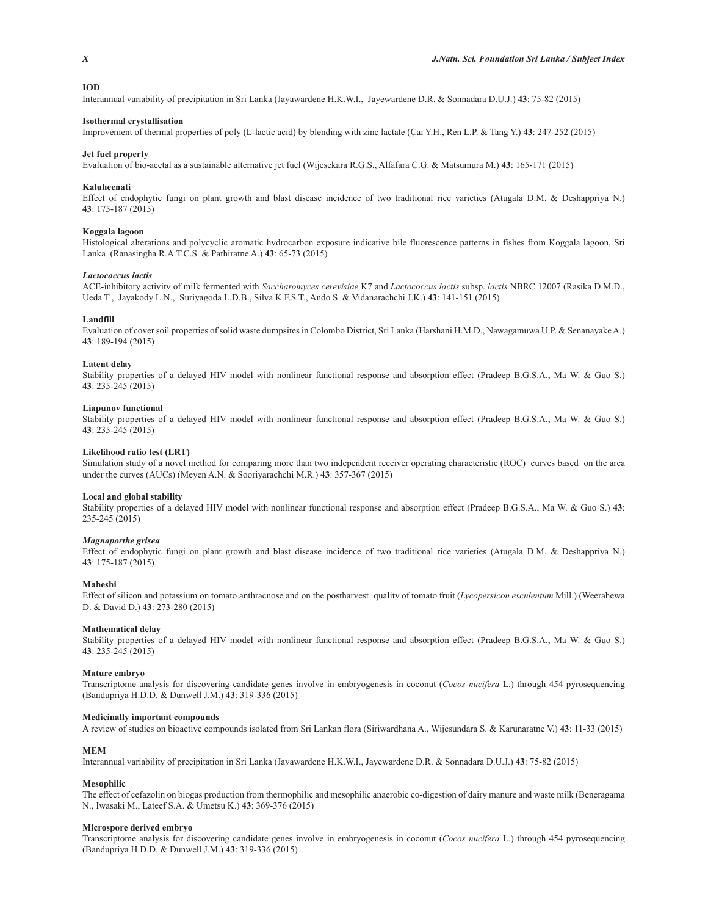**IOD**

Interannual variability of precipitation in Sri Lanka (Jayawardene H.K.W.I., Jayewardene D.R. & Sonnadara D.U.J.) **43**: 75-82 (2015)

**Isothermal crystallisation**

Improvement of thermal properties of poly (L-lactic acid) by blending with zinc lactate (Cai Y.H., Ren L.P. & Tang Y.) **43**: 247-252 (2015)

**Jet fuel property**

Evaluation of bio-acetal as a sustainable alternative jet fuel (Wijesekara R.G.S., Alfafara C.G. & Matsumura M.) **43**: 165-171 (2015)

**Kaluheenati**

Effect of endophytic fungi on plant growth and blast disease incidence of two traditional rice varieties (Atugala D.M. & Deshappriya N.) **43**: 175-187 (2015)

**Koggala lagoon**

Histological alterations and polycyclic aromatic hydrocarbon exposure indicative bile fluorescence patterns in fishes from Koggala lagoon, Sri Lanka (Ranasingha R.A.T.C.S. & Pathiratne A.) **43**: 65-73 (2015)

***Lactococcus lactis***

ACE-inhibitory activity of milk fermented with *Saccharomyces cerevisiae* K7 and *Lactococcus lactis* subsp. *lactis* NBRC 12007 (Rasika D.M.D., Ueda T., Jayakody L.N., Suriyagoda L.D.B., Silva K.F.S.T., Ando S. & Vidanarachchi J.K.) **43**: 141-151 (2015)

**Landfill**

Evaluation of cover soil properties of solid waste dumpsites in Colombo District, Sri Lanka (Harshani H.M.D., Nawagamuwa U.P. & Senanayake A.) **43**: 189-194 (2015)

**Latent delay**

Stability properties of a delayed HIV model with nonlinear functional response and absorption effect (Pradeep B.G.S.A., Ma W. & Guo S.) **43**: 235-245 (2015)

**Liapunov functional**

Stability properties of a delayed HIV model with nonlinear functional response and absorption effect (Pradeep B.G.S.A., Ma W. & Guo S.) **43**: 235-245 (2015)

**Likelihood ratio test (LRT)**

Simulation study of a novel method for comparing more than two independent receiver operating characteristic (ROC) curves based on the area under the curves (AUCs) (Meyen A.N. & Sooriyarachchi M.R.) **43**: 357-367 (2015)

**Local and global stability**

Stability properties of a delayed HIV model with nonlinear functional response and absorption effect (Pradeep B.G.S.A., Ma W. & Guo S.) **43**: 235-245 (2015)

***Magnaporthe grisea***

Effect of endophytic fungi on plant growth and blast disease incidence of two traditional rice varieties (Atugala D.M. & Deshappriya N.) **43**: 175-187 (2015)

**Maheshi**

Effect of silicon and potassium on tomato anthracnose and on the postharvest quality of tomato fruit (*Lycopersicon esculentum* Mill.) (Weerahewa D. & David D.) **43**: 273-280 (2015)

**Mathematical delay**

Stability properties of a delayed HIV model with nonlinear functional response and absorption effect (Pradeep B.G.S.A., Ma W. & Guo S.) **43**: 235-245 (2015)

**Mature embryo**

Transcriptome analysis for discovering candidate genes involve in embryogenesis in coconut (*Cocos nucifera* L.) through 454 pyrosequencing (Bandupriya H.D.D. & Dunwell J.M.) **43**: 319-336 (2015)

**Medicinally important compounds**

A review of studies on bioactive compounds isolated from Sri Lankan flora (Siriwardhana A., Wijesundara S. & Karunaratne V.) **43**: 11-33 (2015)

**MEM**

Interannual variability of precipitation in Sri Lanka (Jayawardene H.K.W.I., Jayewardene D.R. & Sonnadara D.U.J.) **43**: 75-82 (2015)

**Mesophilic**

The effect of cefazolin on biogas production from thermophilic and mesophilic anaerobic co-digestion of dairy manure and waste milk (Beneragama N., Iwasaki M., Lateef S.A. & Umetsu K.) **43**: 369-376 (2015)

**Microspore derived embryo**

Transcriptome analysis for discovering candidate genes involve in embryogenesis in coconut (*Cocos nucifera* L.) through 454 pyrosequencing (Bandupriya H.D.D. & Dunwell J.M.) **43**: 319-336 (2015)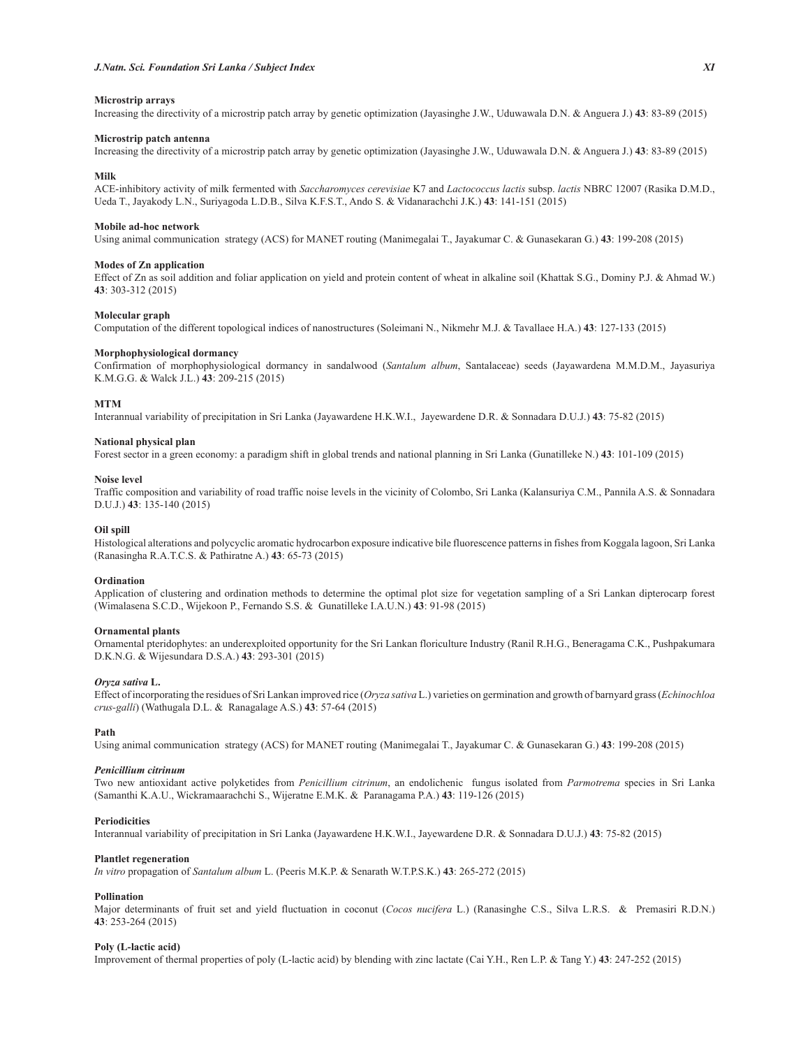**Microstrip arrays**

Increasing the directivity of a microstrip patch array by genetic optimization (Jayasinghe J.W., Uduwawala D.N. & Anguera J.) **43**: 83-89 (2015)

**Microstrip patch antenna**

Increasing the directivity of a microstrip patch array by genetic optimization (Jayasinghe J.W., Uduwawala D.N. & Anguera J.) **43**: 83-89 (2015)

**Milk**

ACE-inhibitory activity of milk fermented with *Saccharomyces cerevisiae* K7 and *Lactococcus lactis* subsp. *lactis* NBRC 12007 (Rasika D.M.D., Ueda T., Jayakody L.N., Suriyagoda L.D.B., Silva K.F.S.T., Ando S. & Vidanarachchi J.K.) **43**: 141-151 (2015)

**Mobile ad-hoc network**

Using animal communication strategy (ACS) for MANET routing (Manimegalai T., Jayakumar C. & Gunasekaran G.) **43**: 199-208 (2015)

**Modes of Zn application**

Effect of Zn as soil addition and foliar application on yield and protein content of wheat in alkaline soil (Khattak S.G., Dominy P.J. & Ahmad W.) **43**: 303-312 (2015)

**Molecular graph**

Computation of the different topological indices of nanostructures (Soleimani N., Nikmehr M.J. & Tavallaee H.A.) **43**: 127-133 (2015)

**Morphophysiological dormancy**

Confirmation of morphophysiological dormancy in sandalwood (*Santalum album*, Santalaceae) seeds (Jayawardena M.M.D.M., Jayasuriya K.M.G.G. & Walck J.L.) **43**: 209-215 (2015)

**MTM**

Interannual variability of precipitation in Sri Lanka (Jayawardene H.K.W.I., Jayewardene D.R. & Sonnadara D.U.J.) **43**: 75-82 (2015)

**National physical plan**

Forest sector in a green economy: a paradigm shift in global trends and national planning in Sri Lanka (Gunatilleke N.) **43**: 101-109 (2015)

**Noise level**

Traffic composition and variability of road traffic noise levels in the vicinity of Colombo, Sri Lanka (Kalansuriya C.M., Pannila A.S. & Sonnadara D.U.J.) **43**: 135-140 (2015)

**Oil spill**

Histological alterations and polycyclic aromatic hydrocarbon exposure indicative bile fluorescence patterns in fishes from Koggala lagoon, Sri Lanka (Ranasingha R.A.T.C.S. & Pathiratne A.) **43**: 65-73 (2015)

**Ordination**

Application of clustering and ordination methods to determine the optimal plot size for vegetation sampling of a Sri Lankan dipterocarp forest (Wimalasena S.C.D., Wijekoon P., Fernando S.S. & Gunatilleke I.A.U.N.) **43**: 91-98 (2015)

**Ornamental plants**

Ornamental pteridophytes: an underexploited opportunity for the Sri Lankan floriculture Industry (Ranil R.H.G., Beneragama C.K., Pushpakumara D.K.N.G. & Wijesundara D.S.A.) **43**: 293-301 (2015)

***Oryza sativa* L.**

Effect of incorporating the residues of Sri Lankan improved rice (*Oryza sativa* L.) varieties on germination and growth of barnyard grass (*Echinochloa crus-galli*) (Wathugala D.L. & Ranagalage A.S.) **43**: 57-64 (2015)

**Path**

Using animal communication strategy (ACS) for MANET routing (Manimegalai T., Jayakumar C. & Gunasekaran G.) **43**: 199-208 (2015)

***Penicillium citrinum***

Two new antioxidant active polyketides from *Penicillium citrinum*, an endolichenic fungus isolated from *Parmotrema* species in Sri Lanka (Samanthi K.A.U., Wickramaarachchi S., Wijeratne E.M.K. & Paranagama P.A.) **43**: 119-126 (2015)

**Periodicities**

Interannual variability of precipitation in Sri Lanka (Jayawardene H.K.W.I., Jayewardene D.R. & Sonnadara D.U.J.) **43**: 75-82 (2015)

**Plantlet regeneration**

*In vitro* propagation of *Santalum album* L. (Peeris M.K.P. & Senarath W.T.P.S.K.) **43**: 265-272 (2015)

**Pollination**

Major determinants of fruit set and yield fluctuation in coconut (*Cocos nucifera* L.) (Ranasinghe C.S., Silva L.R.S. & Premasiri R.D.N.) **43**: 253-264 (2015)

**Poly (L-lactic acid)**

Improvement of thermal properties of poly (L-lactic acid) by blending with zinc lactate (Cai Y.H., Ren L.P. & Tang Y.) **43**: 247-252 (2015)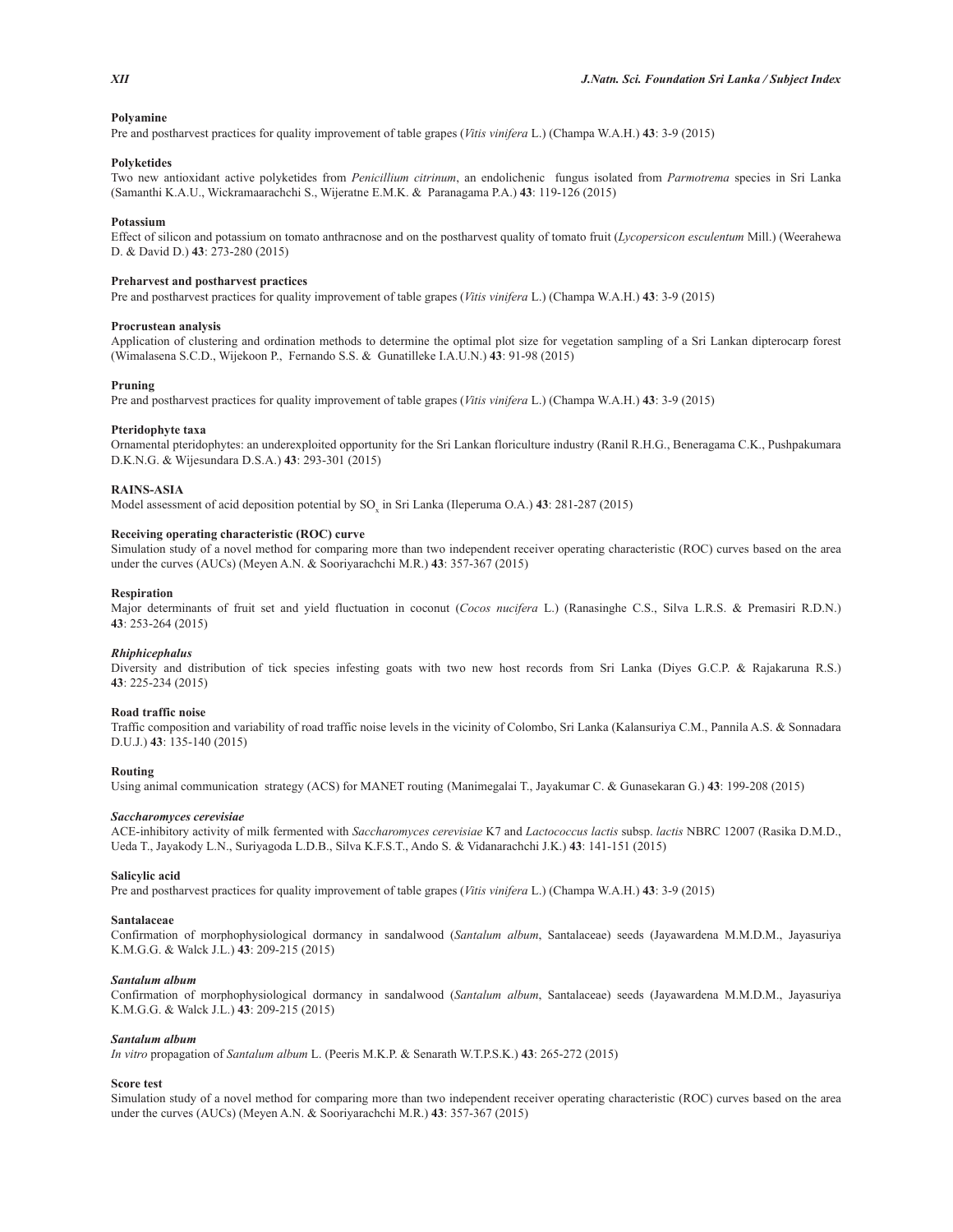**Polyamine**

Pre and postharvest practices for quality improvement of table grapes (*Vitis vinifera* L.) (Champa W.A.H.) **43**: 3-9 (2015)

**Polyketides**

Two new antioxidant active polyketides from *Penicillium citrinum*, an endolichenic fungus isolated from *Parmotrema* species in Sri Lanka (Samanthi K.A.U., Wickramaarachchi S., Wijeratne E.M.K. & Paranagama P.A.) **43**: 119-126 (2015)

**Potassium**

Effect of silicon and potassium on tomato anthracnose and on the postharvest quality of tomato fruit (*Lycopersicon esculentum* Mill.) (Weerahewa D. & David D.) **43**: 273-280 (2015)

**Preharvest and postharvest practices**

Pre and postharvest practices for quality improvement of table grapes (*Vitis vinifera* L.) (Champa W.A.H.) **43**: 3-9 (2015)

**Procrustean analysis**

Application of clustering and ordination methods to determine the optimal plot size for vegetation sampling of a Sri Lankan dipterocarp forest (Wimalasena S.C.D., Wijekoon P., Fernando S.S. & Gunatilleke I.A.U.N.) **43**: 91-98 (2015)

**Pruning**

Pre and postharvest practices for quality improvement of table grapes (*Vitis vinifera* L.) (Champa W.A.H.) **43**: 3-9 (2015)

**Pteridophyte taxa**

Ornamental pteridophytes: an underexploited opportunity for the Sri Lankan floriculture industry (Ranil R.H.G., Beneragama C.K., Pushpakumara D.K.N.G. & Wijesundara D.S.A.) **43**: 293-301 (2015)

**RAINS-ASIA**

Model assessment of acid deposition potential by $SO_x$ in Sri Lanka (Ileperuma O.A.) **43**: 281-287 (2015)

**Receiving operating characteristic (ROC) curve**

Simulation study of a novel method for comparing more than two independent receiver operating characteristic (ROC) curves based on the area under the curves (AUCs) (Meyen A.N. & Sooriyarachchi M.R.) **43**: 357-367 (2015)

**Respiration**

Major determinants of fruit set and yield fluctuation in coconut (*Cocos nucifera* L.) (Ranasinghe C.S., Silva L.R.S. & Premasiri R.D.N.) **43**: 253-264 (2015)

***Rhiphicephalus***

Diversity and distribution of tick species infesting goats with two new host records from Sri Lanka (Diyes G.C.P. & Rajakaruna R.S.) **43**: 225-234 (2015)

**Road traffic noise**

Traffic composition and variability of road traffic noise levels in the vicinity of Colombo, Sri Lanka (Kalansuriya C.M., Pannila A.S. & Sonnadara D.U.J.) **43**: 135-140 (2015)

**Routing**

Using animal communication strategy (ACS) for MANET routing (Manimegalai T., Jayakumar C. & Gunasekaran G.) **43**: 199-208 (2015)

***Saccharomyces cerevisiae***

ACE-inhibitory activity of milk fermented with *Saccharomyces cerevisiae* K7 and *Lactococcus lactis* subsp. *lactis* NBRC 12007 (Rasika D.M.D., Ueda T., Jayakody L.N., Suriyagoda L.D.B., Silva K.F.S.T., Ando S. & Vidanarachchi J.K.) **43**: 141-151 (2015)

**Salicylic acid**

Pre and postharvest practices for quality improvement of table grapes (*Vitis vinifera* L.) (Champa W.A.H.) **43**: 3-9 (2015)

**Santalaceae**

Confirmation of morphophysiological dormancy in sandalwood (*Santalum album*, Santalaceae) seeds (Jayawardena M.M.D.M., Jayasuriya K.M.G.G. & Walck J.L.) **43**: 209-215 (2015)

***Santalum album***

Confirmation of morphophysiological dormancy in sandalwood (*Santalum album*, Santalaceae) seeds (Jayawardena M.M.D.M., Jayasuriya K.M.G.G. & Walck J.L.) **43**: 209-215 (2015)

***Santalum album***

*In vitro* propagation of *Santalum album* L. (Peeris M.K.P. & Senarath W.T.P.S.K.) **43**: 265-272 (2015)

**Score test**

Simulation study of a novel method for comparing more than two independent receiver operating characteristic (ROC) curves based on the area under the curves (AUCs) (Meyen A.N. & Sooriyarachchi M.R.) **43**: 357-367 (2015)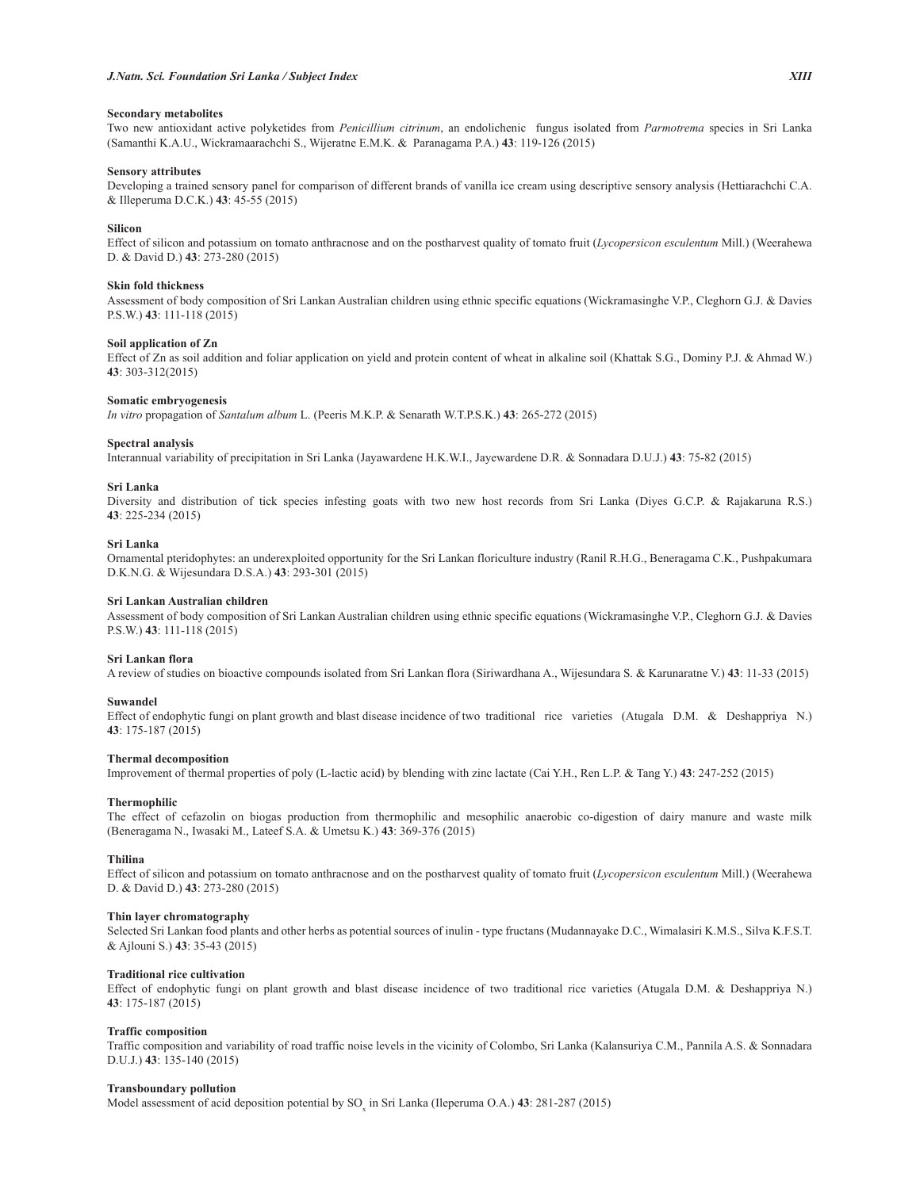**Secondary metabolites**

Two new antioxidant active polyketides from *Penicillium citrinum*, an endolichenic fungus isolated from *Parmotrema* species in Sri Lanka (Samanthi K.A.U., Wickramaarachchi S., Wijeratne E.M.K. & Paranagama P.A.) **43**: 119-126 (2015)

**Sensory attributes**

Developing a trained sensory panel for comparison of different brands of vanilla ice cream using descriptive sensory analysis (Hettiarachchi C.A. & Illeperuma D.C.K.) **43**: 45-55 (2015)

**Silicon**

Effect of silicon and potassium on tomato anthracnose and on the postharvest quality of tomato fruit (*Lycopersicon esculentum* Mill.) (Weerahewa D. & David D.) **43**: 273-280 (2015)

**Skin fold thickness**

Assessment of body composition of Sri Lankan Australian children using ethnic specific equations (Wickramasinghe V.P., Cleghorn G.J. & Davies P.S.W.) **43**: 111-118 (2015)

**Soil application of Zn**

Effect of Zn as soil addition and foliar application on yield and protein content of wheat in alkaline soil (Khattak S.G., Dominy P.J. & Ahmad W.) **43**: 303-312(2015)

**Somatic embryogenesis**

*In vitro* propagation of *Santalum album* L. (Peeris M.K.P. & Senarath W.T.P.S.K.) **43**: 265-272 (2015)

**Spectral analysis**

Interannual variability of precipitation in Sri Lanka (Jayawardene H.K.W.I., Jayewardene D.R. & Sonnadara D.U.J.) **43**: 75-82 (2015)

**Sri Lanka**

Diversity and distribution of tick species infesting goats with two new host records from Sri Lanka (Diyes G.C.P. & Rajakaruna R.S.) **43**: 225-234 (2015)

**Sri Lanka**

Ornamental pteridophytes: an underexploited opportunity for the Sri Lankan floriculture industry (Ranil R.H.G., Beneragama C.K., Pushpakumara D.K.N.G. & Wijesundara D.S.A.) **43**: 293-301 (2015)

**Sri Lankan Australian children**

Assessment of body composition of Sri Lankan Australian children using ethnic specific equations (Wickramasinghe V.P., Cleghorn G.J. & Davies P.S.W.) **43**: 111-118 (2015)

**Sri Lankan flora**

A review of studies on bioactive compounds isolated from Sri Lankan flora (Siriwardhana A., Wijesundara S. & Karunaratne V.) **43**: 11-33 (2015)

**Suwandel**

Effect of endophytic fungi on plant growth and blast disease incidence of two traditional rice varieties (Atugala D.M. & Deshappriya N.) **43**: 175-187 (2015)

**Thermal decomposition**

Improvement of thermal properties of poly (L-lactic acid) by blending with zinc lactate (Cai Y.H., Ren L.P. & Tang Y.) **43**: 247-252 (2015)

**Thermophilic**

The effect of cefazolin on biogas production from thermophilic and mesophilic anaerobic co-digestion of dairy manure and waste milk (Beneragama N., Iwasaki M., Lateef S.A. & Umetsu K.) **43**: 369-376 (2015)

**Thilina**

Effect of silicon and potassium on tomato anthracnose and on the postharvest quality of tomato fruit (*Lycopersicon esculentum* Mill.) (Weerahewa D. & David D.) **43**: 273-280 (2015)

**Thin layer chromatography**

Selected Sri Lankan food plants and other herbs as potential sources of inulin - type fructans (Mudannayake D.C., Wimalasiri K.M.S., Silva K.F.S.T. & Ajlouni S.) **43**: 35-43 (2015)

**Traditional rice cultivation**

Effect of endophytic fungi on plant growth and blast disease incidence of two traditional rice varieties (Atugala D.M. & Deshappriya N.) **43**: 175-187 (2015)

**Traffic composition**

Traffic composition and variability of road traffic noise levels in the vicinity of Colombo, Sri Lanka (Kalansuriya C.M., Pannila A.S. & Sonnadara D.U.J.) **43**: 135-140 (2015)

**Transboundary pollution**

Model assessment of acid deposition potential by $SO_x$ in Sri Lanka (Ileperuma O.A.) **43**: 281-287 (2015)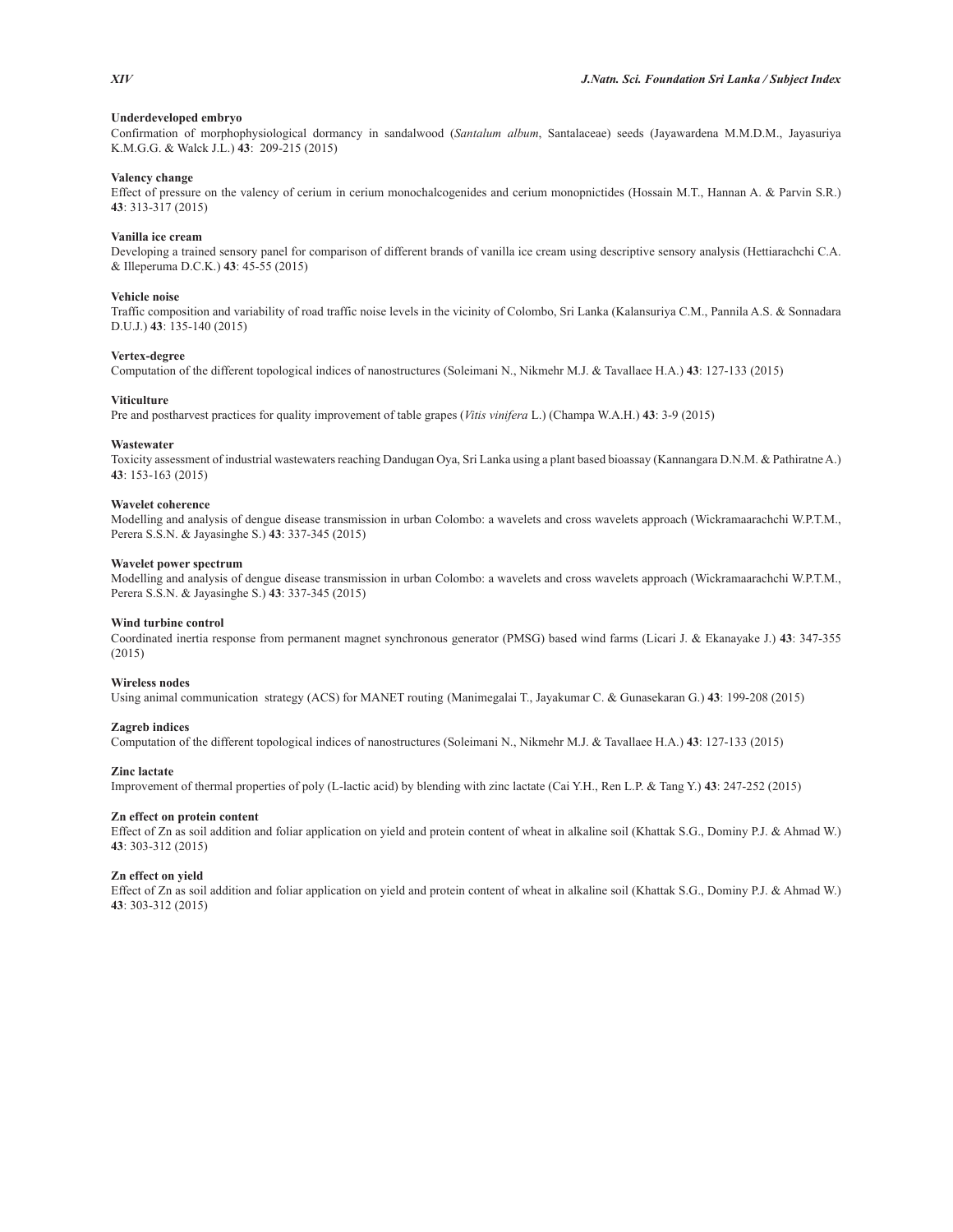**Underdeveloped embryo**

Confirmation of morphophysiological dormancy in sandalwood (*Santalum album*, Santalaceae) seeds (Jayawardena M.M.D.M., Jayasuriya K.M.G.G. & Walck J.L.) **43**: 209-215 (2015)

**Valency change**

Effect of pressure on the valency of cerium in cerium monochalcogenides and cerium monopnictides (Hossain M.T., Hannan A. & Parvin S.R.) **43**: 313-317 (2015)

**Vanilla ice cream**

Developing a trained sensory panel for comparison of different brands of vanilla ice cream using descriptive sensory analysis (Hettiarachchi C.A. & Illeperuma D.C.K.) **43**: 45-55 (2015)

**Vehicle noise**

Traffic composition and variability of road traffic noise levels in the vicinity of Colombo, Sri Lanka (Kalansuriya C.M., Pannila A.S. & Sonnadara D.U.J.) **43**: 135-140 (2015)

**Vertex-degree**

Computation of the different topological indices of nanostructures (Soleimani N., Nikmehr M.J. & Tavallaee H.A.) **43**: 127-133 (2015)

**Viticulture**

Pre and postharvest practices for quality improvement of table grapes (*Vitis vinifera* L.) (Champa W.A.H.) **43**: 3-9 (2015)

**Wastewater**

Toxicity assessment of industrial wastewaters reaching Dandugan Oya, Sri Lanka using a plant based bioassay (Kannangara D.N.M. & Pathiratne A.) **43**: 153-163 (2015)

**Wavelet coherence**

Modelling and analysis of dengue disease transmission in urban Colombo: a wavelets and cross wavelets approach (Wickramaarachchi W.P.T.M., Perera S.S.N. & Jayasinghe S.) **43**: 337-345 (2015)

**Wavelet power spectrum**

Modelling and analysis of dengue disease transmission in urban Colombo: a wavelets and cross wavelets approach (Wickramaarachchi W.P.T.M., Perera S.S.N. & Jayasinghe S.) **43**: 337-345 (2015)

**Wind turbine control**

Coordinated inertia response from permanent magnet synchronous generator (PMSG) based wind farms (Licari J. & Ekanayake J.) **43**: 347-355 (2015)

**Wireless nodes**

Using animal communication strategy (ACS) for MANET routing (Manimegalai T., Jayakumar C. & Gunasekaran G.) **43**: 199-208 (2015)

**Zagreb indices**

Computation of the different topological indices of nanostructures (Soleimani N., Nikmehr M.J. & Tavallaee H.A.) **43**: 127-133 (2015)

**Zinc lactate**

Improvement of thermal properties of poly (L-lactic acid) by blending with zinc lactate (Cai Y.H., Ren L.P. & Tang Y.) **43**: 247-252 (2015)

**Zn effect on protein content**

Effect of Zn as soil addition and foliar application on yield and protein content of wheat in alkaline soil (Khattak S.G., Dominy P.J. & Ahmad W.) **43**: 303-312 (2015)

**Zn effect on yield**

Effect of Zn as soil addition and foliar application on yield and protein content of wheat in alkaline soil (Khattak S.G., Dominy P.J. & Ahmad W.) **43**: 303-312 (2015)